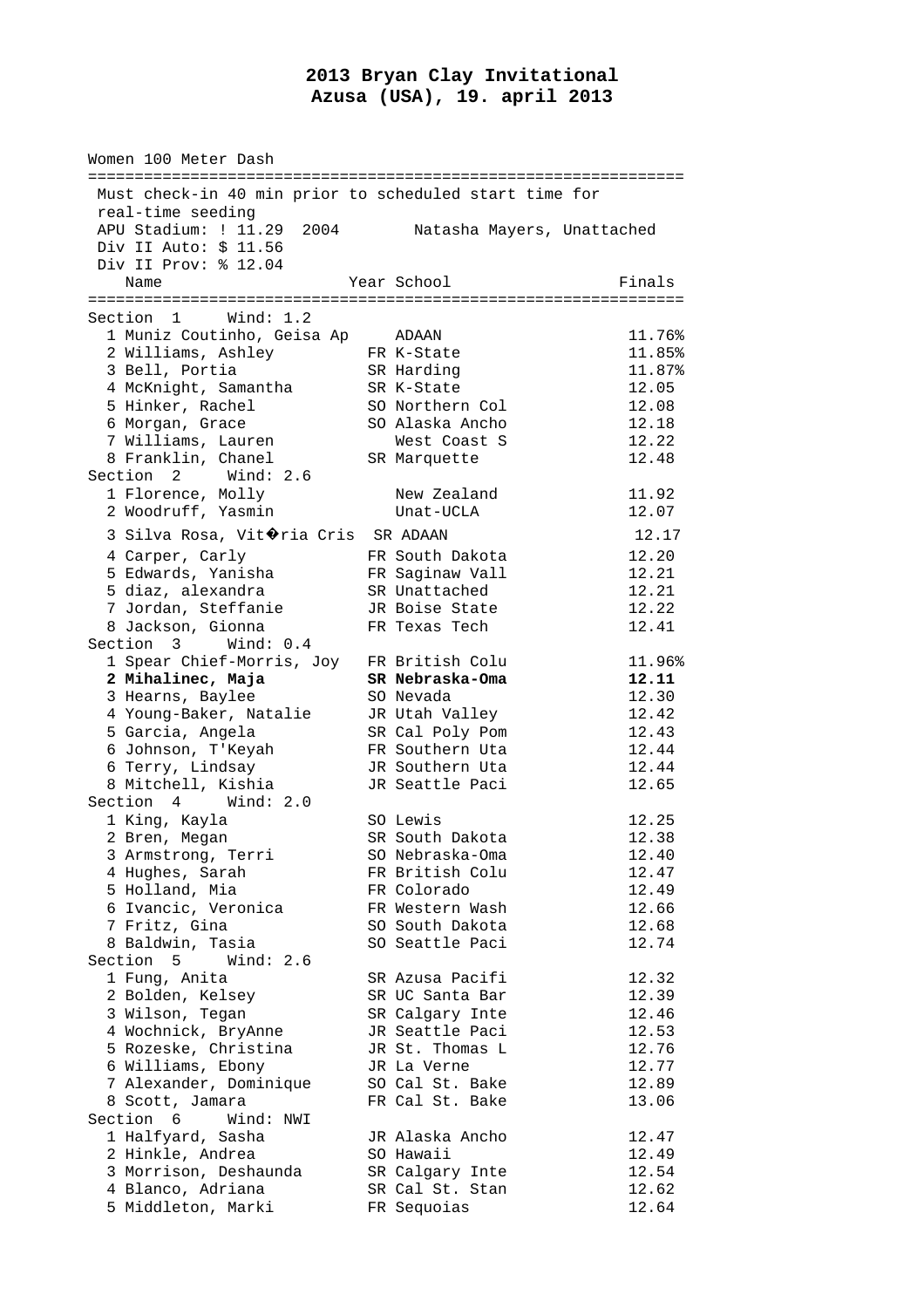# 2013 Bryan Clay Invitational
## Azusa (USA), 19. april 2013

Women 100 Meter Dash

Must check-in 40 min prior to scheduled start time for real-time seeding
APU Stadium: ! 11.29 2004 Natasha Mayers, Unattached
Div II Auto: $ 11.56
Div II Prov: % 12.04

| Name | Year | School | Finals |
|---|---|---|---|
| **Section 1 Wind: 1.2** | | | |
| 1 Muniz Coutinho, Geisa Ap | | ADAAN | 11.76% |
| 2 Williams, Ashley | FR | K-State | 11.85% |
| 3 Bell, Portia | SR | Harding | 11.87% |
| 4 McKnight, Samantha | SR | K-State | 12.05 |
| 5 Hinker, Rachel | SO | Northern Col | 12.08 |
| 6 Morgan, Grace | SO | Alaska Ancho | 12.18 |
| 7 Williams, Lauren | | West Coast S | 12.22 |
| 8 Franklin, Chanel | SR | Marquette | 12.48 |
| **Section 2 Wind: 2.6** | | | |
| 1 Florence, Molly | | New Zealand | 11.92 |
| 2 Woodruff, Yasmin | | Unat-UCLA | 12.07 |
| 3 Silva Rosa, Vit�ria Cris | SR | ADAAN | 12.17 |
| 4 Carper, Carly | FR | South Dakota | 12.20 |
| 5 Edwards, Yanisha | FR | Saginaw Vall | 12.21 |
| 5 diaz, alexandra | SR | Unattached | 12.21 |
| 7 Jordan, Steffanie | JR | Boise State | 12.22 |
| 8 Jackson, Gionna | FR | Texas Tech | 12.41 |
| **Section 3 Wind: 0.4** | | | |
| 1 Spear Chief-Morris, Joy | FR | British Colu | 11.96% |
| **2 Mihalinec, Maja** | **SR** | **Nebraska-Oma** | **12.11** |
| 3 Hearns, Baylee | SO | Nevada | 12.30 |
| 4 Young-Baker, Natalie | JR | Utah Valley | 12.42 |
| 5 Garcia, Angela | SR | Cal Poly Pom | 12.43 |
| 6 Johnson, T'Keyah | FR | Southern Uta | 12.44 |
| 6 Terry, Lindsay | JR | Southern Uta | 12.44 |
| 8 Mitchell, Kishia | JR | Seattle Paci | 12.65 |
| **Section 4 Wind: 2.0** | | | |
| 1 King, Kayla | SO | Lewis | 12.25 |
| 2 Bren, Megan | SR | South Dakota | 12.38 |
| 3 Armstrong, Terri | SO | Nebraska-Oma | 12.40 |
| 4 Hughes, Sarah | FR | British Colu | 12.47 |
| 5 Holland, Mia | FR | Colorado | 12.49 |
| 6 Ivancic, Veronica | FR | Western Wash | 12.66 |
| 7 Fritz, Gina | SO | South Dakota | 12.68 |
| 8 Baldwin, Tasia | SO | Seattle Paci | 12.74 |
| **Section 5 Wind: 2.6** | | | |
| 1 Fung, Anita | SR | Azusa Pacifi | 12.32 |
| 2 Bolden, Kelsey | SR | UC Santa Bar | 12.39 |
| 3 Wilson, Tegan | SR | Calgary Inte | 12.46 |
| 4 Wochnick, BryAnne | JR | Seattle Paci | 12.53 |
| 5 Rozeske, Christina | JR | St. Thomas L | 12.76 |
| 6 Williams, Ebony | JR | La Verne | 12.77 |
| 7 Alexander, Dominique | SO | Cal St. Bake | 12.89 |
| 8 Scott, Jamara | FR | Cal St. Bake | 13.06 |
| **Section 6 Wind: NWI** | | | |
| 1 Halfyard, Sasha | JR | Alaska Ancho | 12.47 |
| 2 Hinkle, Andrea | SO | Hawaii | 12.49 |
| 3 Morrison, Deshaunda | SR | Calgary Inte | 12.54 |
| 4 Blanco, Adriana | SR | Cal St. Stan | 12.62 |
| 5 Middleton, Marki | FR | Sequoias | 12.64 |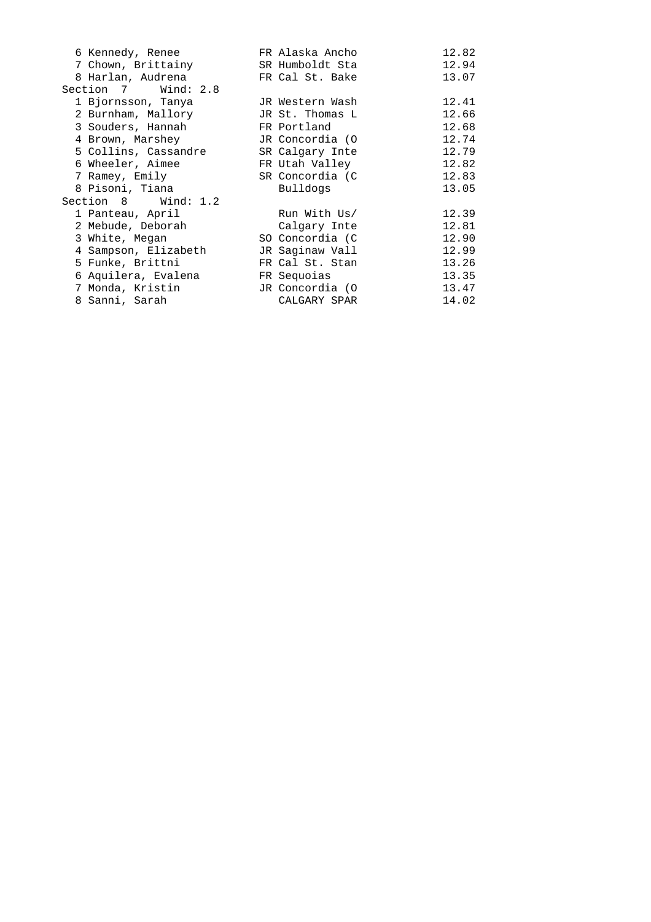| | | | | |
|---|---|---|---|---|
| 6 | Kennedy, Renee | FR | Alaska Ancho | 12.82 |
| 7 | Chown, Brittainy | SR | Humboldt Sta | 12.94 |
| 8 | Harlan, Audrena | FR | Cal St. Bake | 13.07 |

Section 7 Wind: 2.8

| | | | | |
|---|---|---|---|---|
| 1 | Bjornsson, Tanya | JR | Western Wash | 12.41 |
| 2 | Burnham, Mallory | JR | St. Thomas L | 12.66 |
| 3 | Souders, Hannah | FR | Portland | 12.68 |
| 4 | Brown, Marshey | JR | Concordia (O | 12.74 |
| 5 | Collins, Cassandre | SR | Calgary Inte | 12.79 |
| 6 | Wheeler, Aimee | FR | Utah Valley | 12.82 |
| 7 | Ramey, Emily | SR | Concordia (C | 12.83 |
| 8 | Pisoni, Tiana | | Bulldogs | 13.05 |

Section 8 Wind: 1.2

| | | | | |
|---|---|---|---|---|
| 1 | Panteau, April | | Run With Us/ | 12.39 |
| 2 | Mebude, Deborah | | Calgary Inte | 12.81 |
| 3 | White, Megan | SO | Concordia (C | 12.90 |
| 4 | Sampson, Elizabeth | JR | Saginaw Vall | 12.99 |
| 5 | Funke, Brittni | FR | Cal St. Stan | 13.26 |
| 6 | Aquilera, Evalena | FR | Sequoias | 13.35 |
| 7 | Monda, Kristin | JR | Concordia (O | 13.47 |
| 8 | Sanni, Sarah | | CALGARY SPAR | 14.02 |